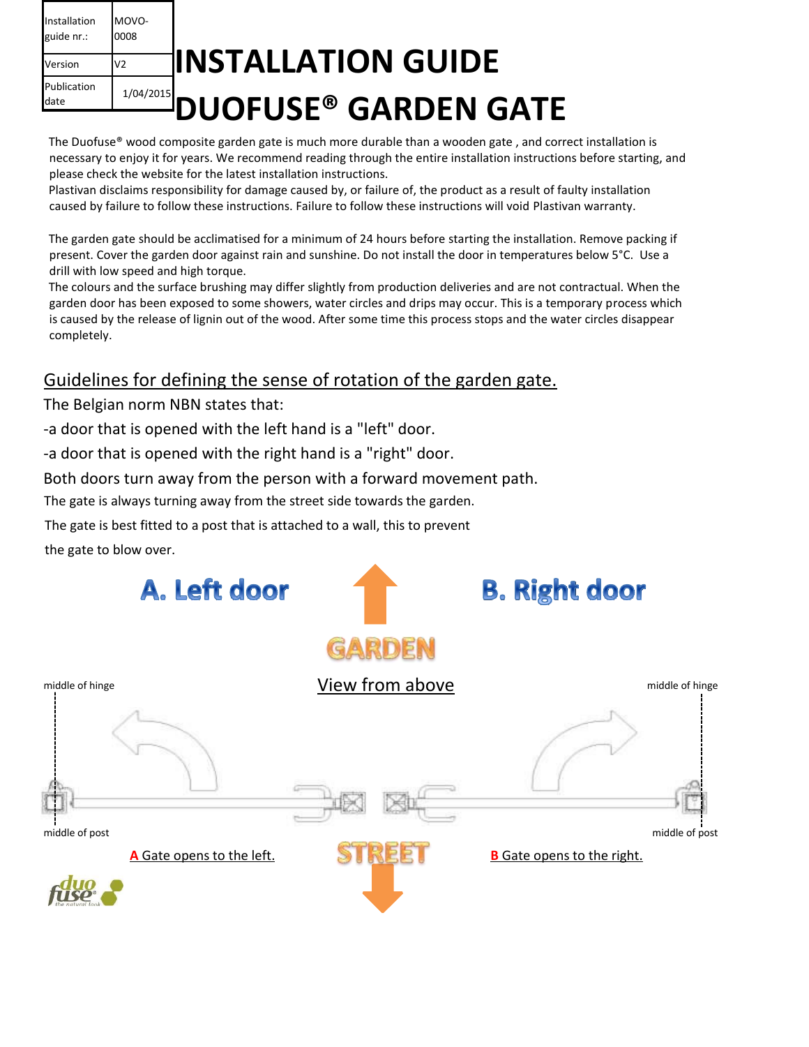| Installation guide nr.: | MOVO-0008 |
| --- | --- |
| Version | V2 |
| Publication date | 1/04/2015 |

# INSTALLATION GUIDE
# DUOFUSE® GARDEN GATE

The Duofuse® wood composite garden gate is much more durable than a wooden gate , and correct installation is necessary to enjoy it for years. We recommend reading through the entire installation instructions before starting, and please check the website for the latest installation instructions.
Plastivan disclaims responsibility for damage caused by, or failure of, the product as a result of faulty installation caused by failure to follow these instructions. Failure to follow these instructions will void Plastivan warranty.

The garden gate should be acclimatised for a minimum of 24 hours before starting the installation. Remove packing if present. Cover the garden door against rain and sunshine. Do not install the door in temperatures below 5°C. Use a drill with low speed and high torque.
The colours and the surface brushing may differ slightly from production deliveries and are not contractual. When the garden door has been exposed to some showers, water circles and drips may occur. This is a temporary process which is caused by the release of lignin out of the wood. After some time this process stops and the water circles disappear completely.

## Guidelines for defining the sense of rotation of the garden gate.

The Belgian norm NBN states that:

-a door that is opened with the left hand is a "left" door.

-a door that is opened with the right hand is a "right" door.

Both doors turn away from the person with a forward movement path.

The gate is always turning away from the street side towards the garden.

The gate is best fitted to a post that is attached to a wall, this to prevent the gate to blow over.

**A. Left door** | **B. Right door**

GARDEN

View from above

middle of hinge | middle of hinge

middle of post | middle of post

**A** Gate opens to the left. | **B** Gate opens to the right.

STREET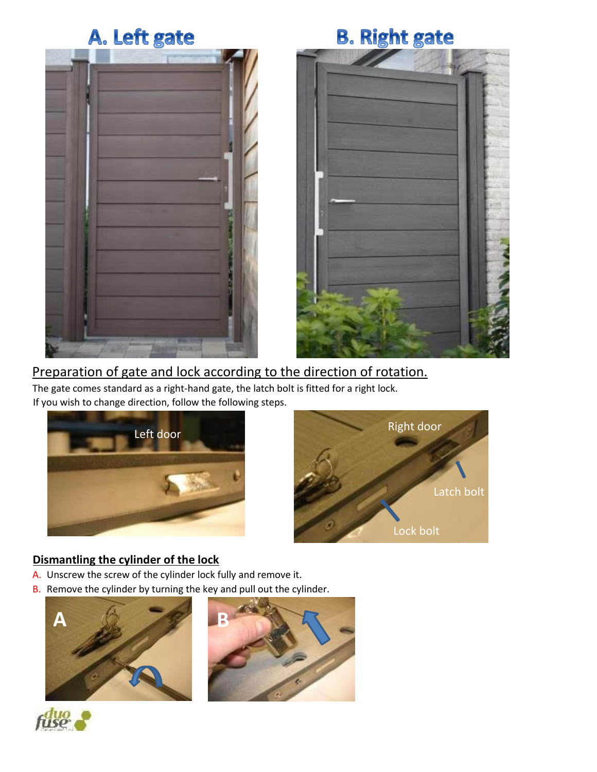## A. Left gate

## B. Right gate

Left door

Right door

Latch bolt

Lock bolt

## Preparation of gate and lock according to the direction of rotation.

The gate comes standard as a right-hand gate, the latch bolt is fitted for a right lock.
If you wish to change direction, follow the following steps.

### **Dismantling the cylinder of the lock**

A. Unscrew the screw of the cylinder lock fully and remove it.
B. Remove the cylinder by turning the key and pull out the cylinder.

A

B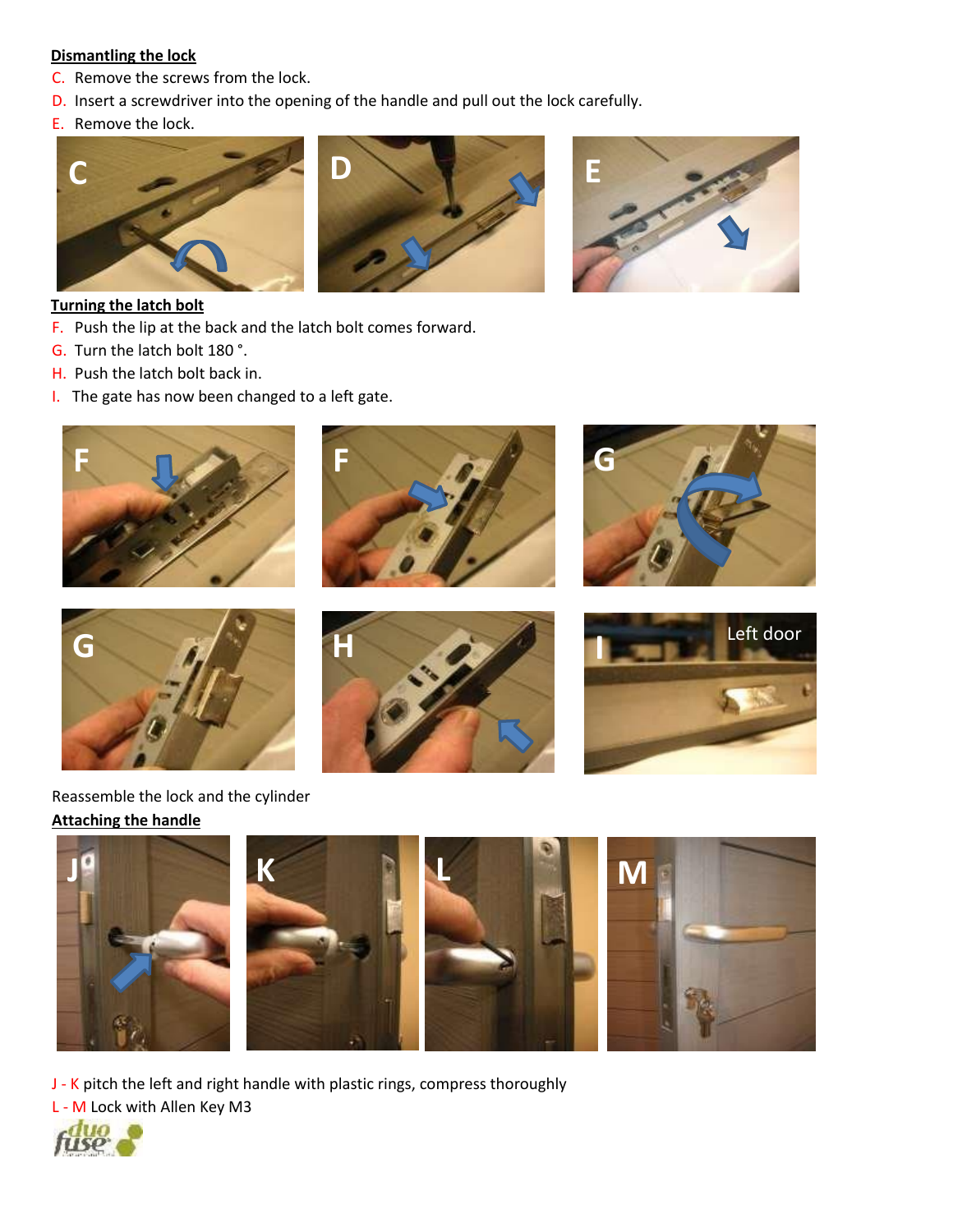**Dismantling the lock**

C. Remove the screws from the lock.

D. Insert a screwdriver into the opening of the handle and pull out the lock carefully.

E. Remove the lock.

**Turning the latch bolt**

F. Push the lip at the back and the latch bolt comes forward.

G. Turn the latch bolt 180 °.

H. Push the latch bolt back in.

I. The gate has now been changed to a left gate.

Reassemble the lock and the cylinder

**Attaching the handle**

J - K pitch the left and right handle with plastic rings, compress thoroughly

L - M Lock with Allen Key M3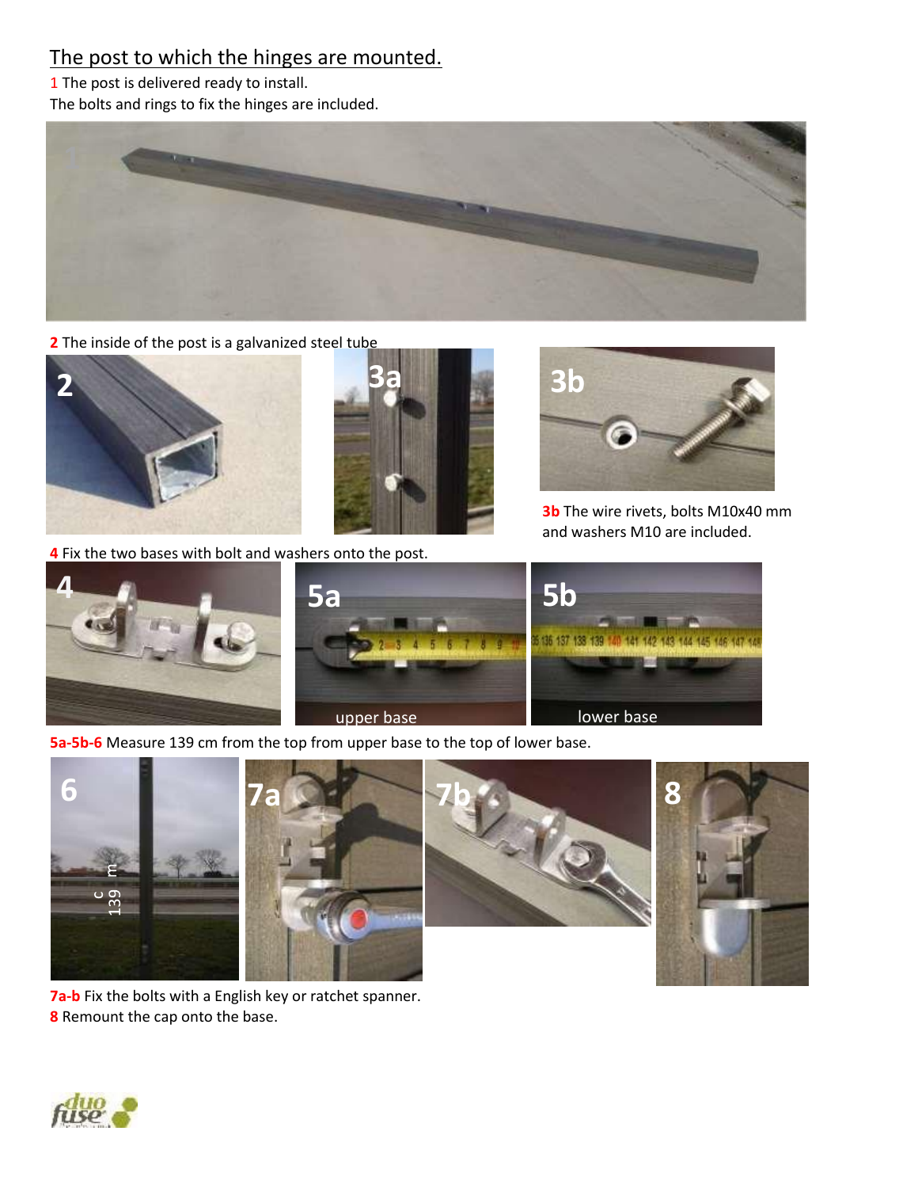## The post to which the hinges are mounted.

1 The post is delivered ready to install.
The bolts and rings to fix the hinges are included.

2 The inside of the post is a galvanized steel tube

3b The wire rivets, bolts M10x40 mm and washers M10 are included.

4 Fix the two bases with bolt and washers onto the post.

upper base

lower base

5a-5b-6 Measure 139 cm from the top from upper base to the top of lower base.

7a-b Fix the bolts with a English key or ratchet spanner.
8 Remount the cap onto the base.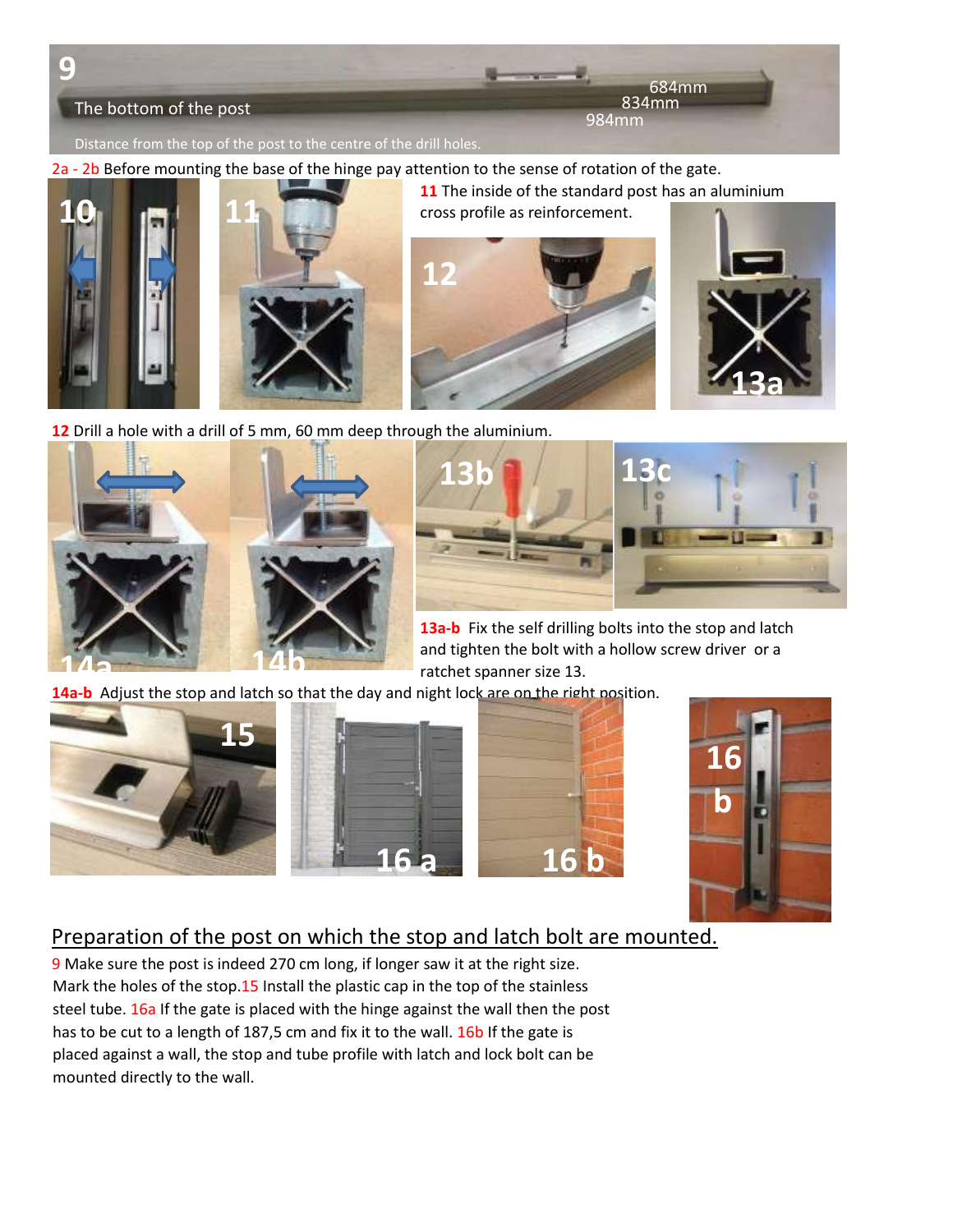The bottom of the post

684mm
834mm
984mm

Distance from the top of the post to the centre of the drill holes.

2a - 2b Before mounting the base of the hinge pay attention to the sense of rotation of the gate.

11 The inside of the standard post has an aluminium cross profile as reinforcement.

12 Drill a hole with a drill of 5 mm, 60 mm deep through the aluminium.

13a-b Fix the self drilling bolts into the stop and latch and tighten the bolt with a hollow screw driver or a ratchet spanner size 13.

14a-b Adjust the stop and latch so that the day and night lock are on the right position.

## Preparation of the post on which the stop and latch bolt are mounted.

9 Make sure the post is indeed 270 cm long, if longer saw it at the right size. Mark the holes of the stop. 15 Install the plastic cap in the top of the stainless steel tube. 16a If the gate is placed with the hinge against the wall then the post has to be cut to a length of 187,5 cm and fix it to the wall. 16b If the gate is placed against a wall, the stop and tube profile with latch and lock bolt can be mounted directly to the wall.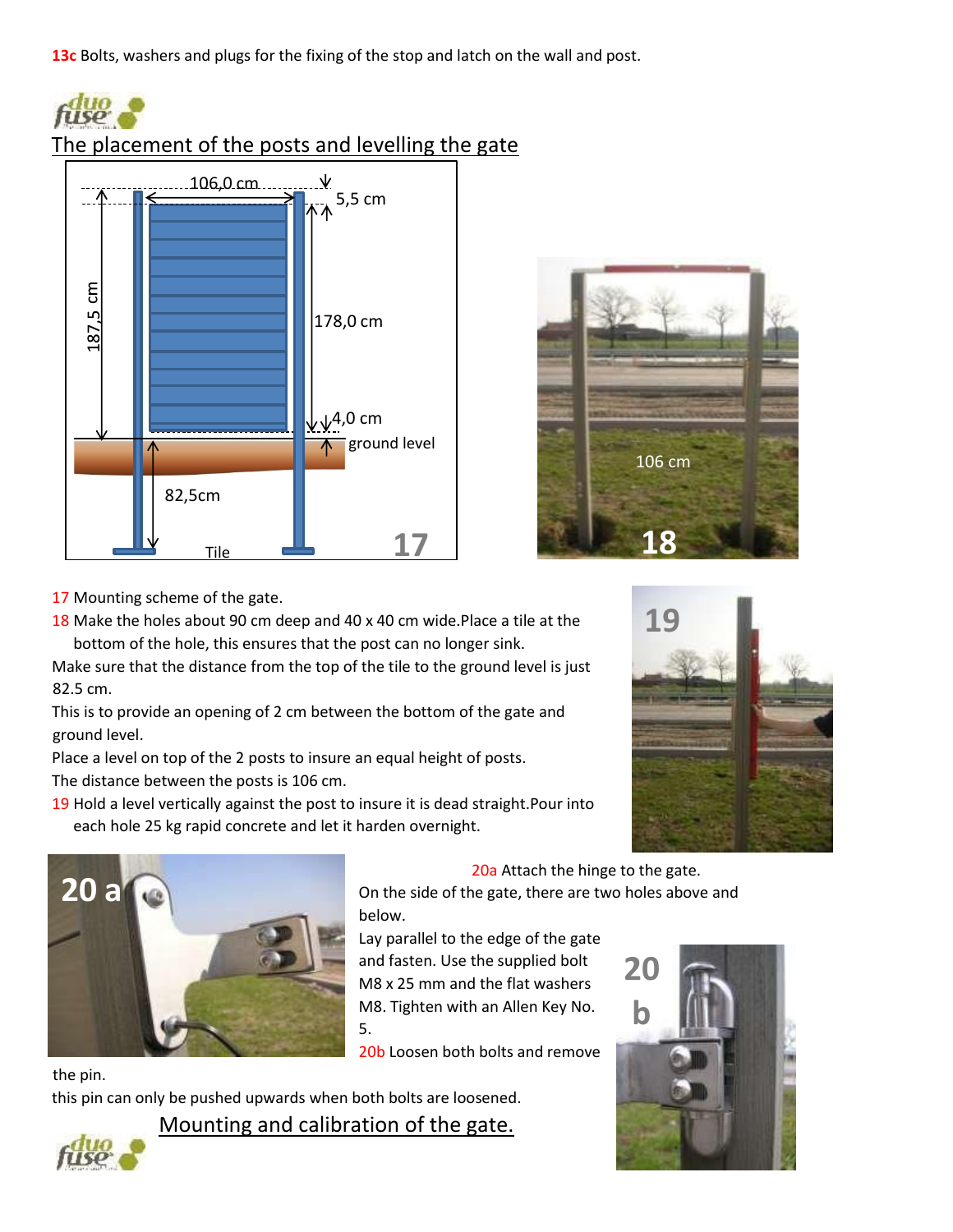**13c** Bolts, washers and plugs for the fixing of the stop and latch on the wall and post.

## The placement of the posts and levelling the gate

17 Mounting scheme of the gate.

18 Make the holes about 90 cm deep and 40 x 40 cm wide.Place a tile at the bottom of the hole, this ensures that the post can no longer sink.

Make sure that the distance from the top of the tile to the ground level is just 82.5 cm.

This is to provide an opening of 2 cm between the bottom of the gate and ground level.

Place a level on top of the 2 posts to insure an equal height of posts.

The distance between the posts is 106 cm.

19 Hold a level vertically against the post to insure it is dead straight.Pour into each hole 25 kg rapid concrete and let it harden overnight.

20a Attach the hinge to the gate.

On the side of the gate, there are two holes above and below.

Lay parallel to the edge of the gate and fasten. Use the supplied bolt M8 x 25 mm and the flat washers M8. Tighten with an Allen Key No. 5.

20b Loosen both bolts and remove the pin.

this pin can only be pushed upwards when both bolts are loosened.

## Mounting and calibration of the gate.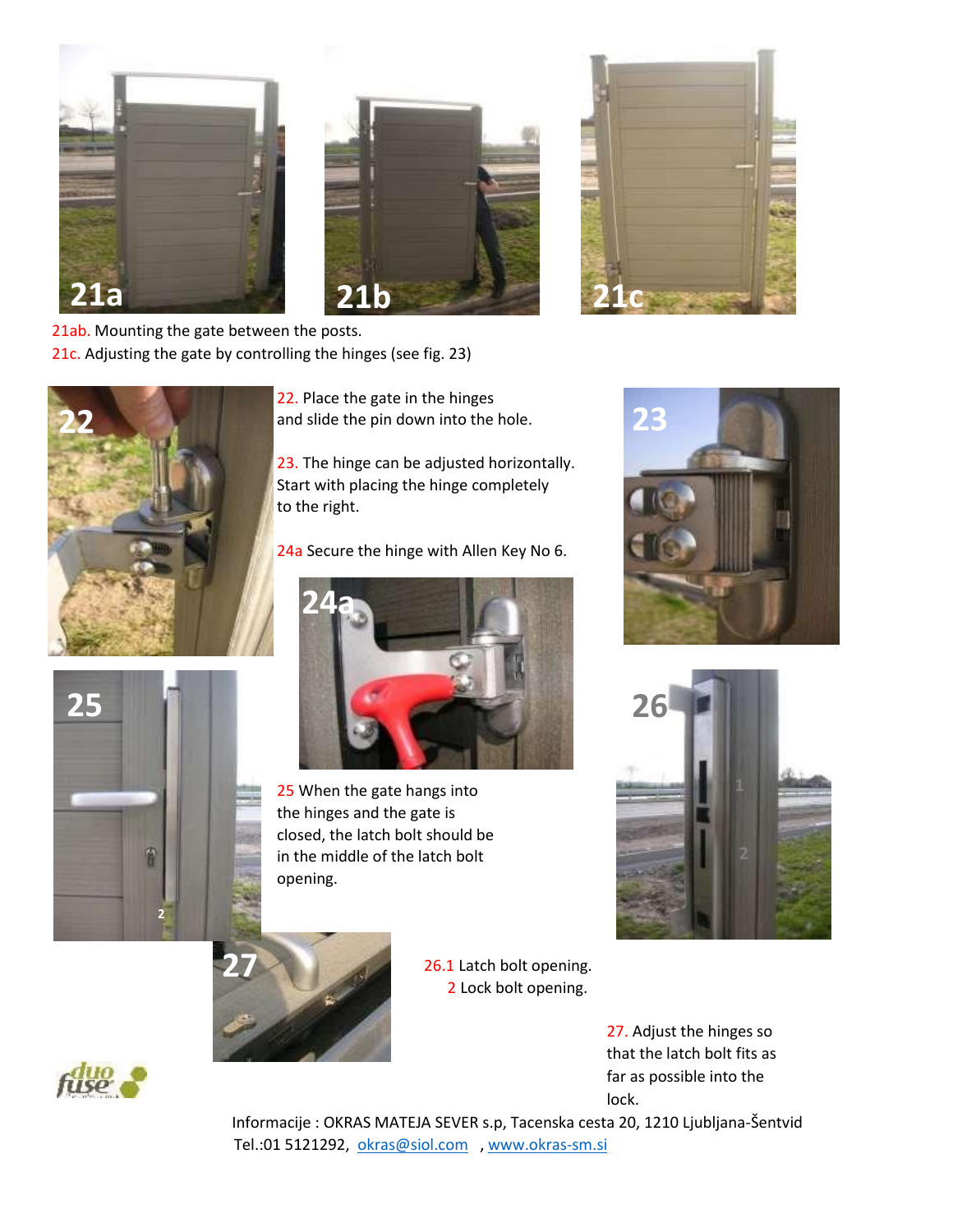21ab. Mounting the gate between the posts.

21c. Adjusting the gate by controlling the hinges (see fig. 23)

22. Place the gate in the hinges and slide the pin down into the hole.

23. The hinge can be adjusted horizontally. Start with placing the hinge completely to the right.

24a Secure the hinge with Allen Key No 6.

25 When the gate hangs into the hinges and the gate is closed, the latch bolt should be in the middle of the latch bolt opening.

26.1 Latch bolt opening.
2 Lock bolt opening.

27. Adjust the hinges so that the latch bolt fits as far as possible into the lock.

Informacije : OKRAS MATEJA SEVER s.p, Tacenska cesta 20, 1210 Ljubljana-Šentvid
Tel.:01 5121292, [okras@siol.com](mailto:okras@siol.com) , [www.okras-sm.si](http://www.okras-sm.si)